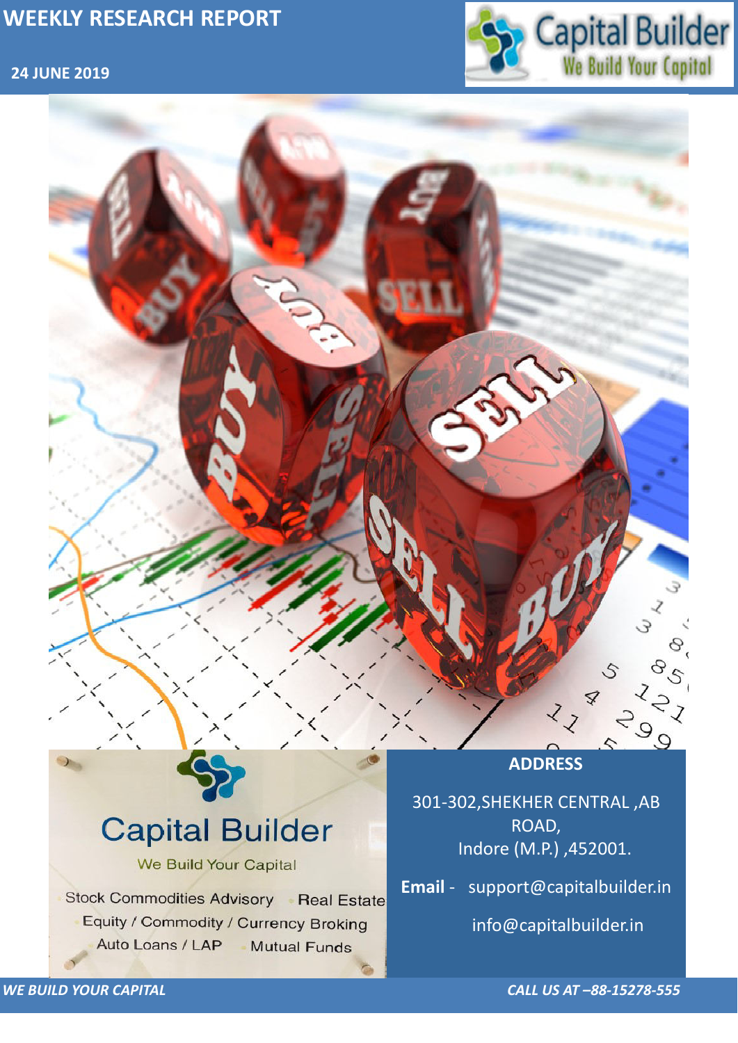# WEEKLY RESEARCH REPORT

**24 JUNE 2019**

Capital Builder

We Build Your Capital

Stock Commodities Advisory · Real Estate

Equity / Commodity / Currency Broking

Auto Loans / LAP · Mutual Funds

## ADDRESS

301-302,SHEKHER CENTRAL ,AB ROAD,
Indore (M.P.) ,452001.

**Email** - support@capitalbuilder.in

info@capitalbuilder.in

*WE BUILD YOUR CAPITAL*

*CALL US AT –88-15278-555*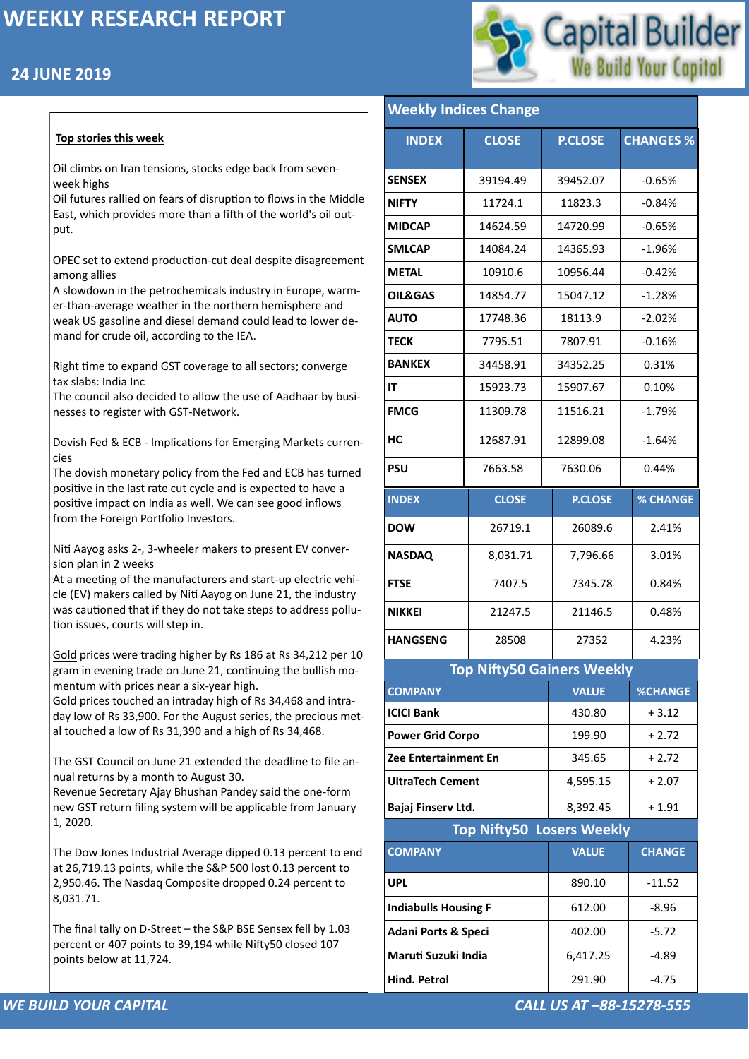# WEEKLY RESEARCH REPORT

## 24 JUNE 2019

Capital Builder
We Build Your Capital

### Top stories this week

Oil climbs on Iran tensions, stocks edge back from seven-week highs
Oil futures rallied on fears of disruption to flows in the Middle East, which provides more than a fifth of the world's oil output.

OPEC set to extend production-cut deal despite disagreement among allies
A slowdown in the petrochemicals industry in Europe, warmer-than-average weather in the northern hemisphere and weak US gasoline and diesel demand could lead to lower demand for crude oil, according to the IEA.

Right time to expand GST coverage to all sectors; converge tax slabs: India Inc
The council also decided to allow the use of Aadhaar by businesses to register with GST-Network.

Dovish Fed & ECB - Implications for Emerging Markets currencies
The dovish monetary policy from the Fed and ECB has turned positive in the last rate cut cycle and is expected to have a positive impact on India as well. We can see good inflows from the Foreign Portfolio Investors.

Niti Aayog asks 2-, 3-wheeler makers to present EV conversion plan in 2 weeks
At a meeting of the manufacturers and start-up electric vehicle (EV) makers called by Niti Aayog on June 21, the industry was cautioned that if they do not take steps to address pollution issues, courts will step in.

Gold prices were trading higher by Rs 186 at Rs 34,212 per 10 gram in evening trade on June 21, continuing the bullish momentum with prices near a six-year high.
Gold prices touched an intraday high of Rs 34,468 and intraday low of Rs 33,900. For the August series, the precious metal touched a low of Rs 31,390 and a high of Rs 34,468.

The GST Council on June 21 extended the deadline to file annual returns by a month to August 30.
Revenue Secretary Ajay Bhushan Pandey said the one-form new GST return filing system will be applicable from January 1, 2020.

The Dow Jones Industrial Average dipped 0.13 percent to end at 26,719.13 points, while the S&P 500 lost 0.13 percent to 2,950.46. The Nasdaq Composite dropped 0.24 percent to 8,031.71.

The final tally on D-Street – the S&P BSE Sensex fell by 1.03 percent or 407 points to 39,194 while Nifty50 closed 107 points below at 11,724.

### Weekly Indices Change

| INDEX | CLOSE | P.CLOSE | CHANGES % |
|---|---|---|---|
| SENSEX | 39194.49 | 39452.07 | -0.65% |
| NIFTY | 11724.1 | 11823.3 | -0.84% |
| MIDCAP | 14624.59 | 14720.99 | -0.65% |
| SMLCAP | 14084.24 | 14365.93 | -1.96% |
| METAL | 10910.6 | 10956.44 | -0.42% |
| OIL&GAS | 14854.77 | 15047.12 | -1.28% |
| AUTO | 17748.36 | 18113.9 | -2.02% |
| TECK | 7795.51 | 7807.91 | -0.16% |
| BANKEX | 34458.91 | 34352.25 | 0.31% |
| IT | 15923.73 | 15907.67 | 0.10% |
| FMCG | 11309.78 | 11516.21 | -1.79% |
| HC | 12687.91 | 12899.08 | -1.64% |
| PSU | 7663.58 | 7630.06 | 0.44% |

| INDEX | CLOSE | P.CLOSE | % CHANGE |
|---|---|---|---|
| DOW | 26719.1 | 26089.6 | 2.41% |
| NASDAQ | 8,031.71 | 7,796.66 | 3.01% |
| FTSE | 7407.5 | 7345.78 | 0.84% |
| NIKKEI | 21247.5 | 21146.5 | 0.48% |
| HANGSENG | 28508 | 27352 | 4.23% |

### Top Nifty50 Gainers Weekly

| COMPANY | VALUE | %CHANGE |
|---|---|---|
| ICICI Bank | 430.80 | + 3.12 |
| Power Grid Corpo | 199.90 | + 2.72 |
| Zee Entertainment En | 345.65 | + 2.72 |
| UltraTech Cement | 4,595.15 | + 2.07 |
| Bajaj Finserv Ltd. | 8,392.45 | + 1.91 |

### Top Nifty50 Losers Weekly

| COMPANY | VALUE | CHANGE |
|---|---|---|
| UPL | 890.10 | -11.52 |
| Indiabulls Housing F | 612.00 | -8.96 |
| Adani Ports & Speci | 402.00 | -5.72 |
| Maruti Suzuki India | 6,417.25 | -4.89 |
| Hind. Petrol | 291.90 | -4.75 |

*WE BUILD YOUR CAPITAL*

*CALL US AT –88-15278-555*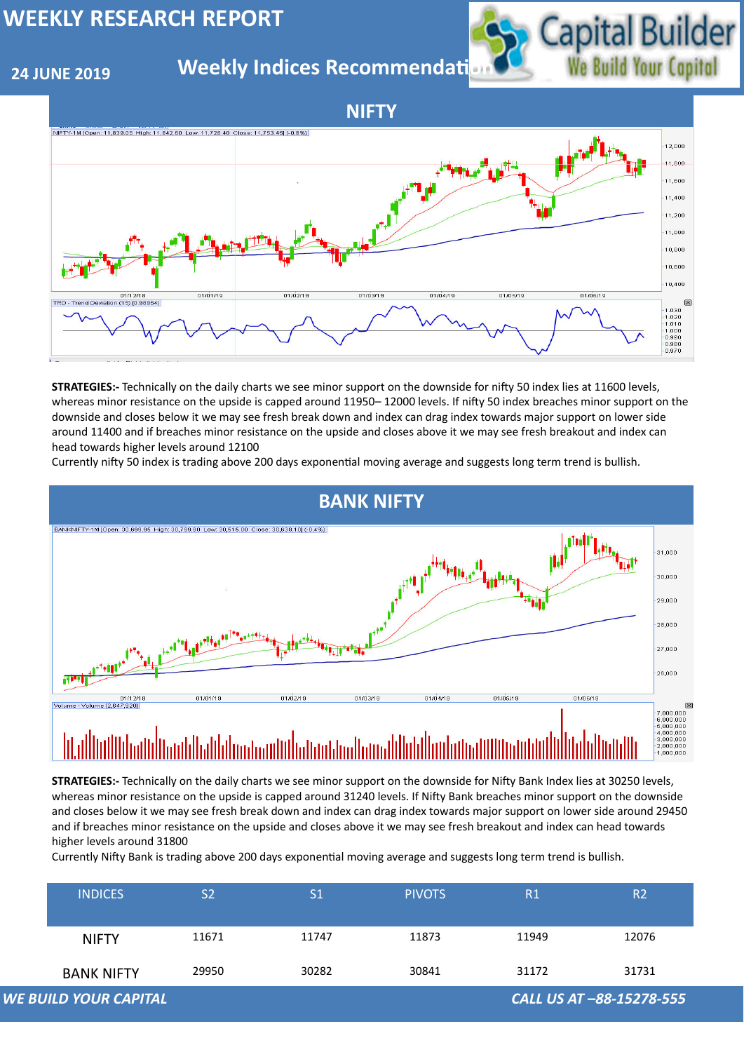# WEEKLY RESEARCH REPORT

**24 JUNE 2019**

## Weekly Indices Recommendation

## NIFTY

**STRATEGIES:-** Technically on the daily charts we see minor support on the downside for nifty 50 index lies at 11600 levels, whereas minor resistance on the upside is capped around 11950– 12000 levels. If nifty 50 index breaches minor support on the downside and closes below it we may see fresh break down and index can drag index towards major support on lower side around 11400 and if breaches minor resistance on the upside and closes above it we may see fresh breakout and index can head towards higher levels around 12100

Currently nifty 50 index is trading above 200 days exponential moving average and suggests long term trend is bullish.

## BANK NIFTY

**STRATEGIES:-** Technically on the daily charts we see minor support on the downside for Nifty Bank Index lies at 30250 levels, whereas minor resistance on the upside is capped around 31240 levels. If Nifty Bank breaches minor support on the downside and closes below it we may see fresh break down and index can drag index towards major support on lower side around 29450 and if breaches minor resistance on the upside and closes above it we may see fresh breakout and index can head towards higher levels around 31800

Currently Nifty Bank is trading above 200 days exponential moving average and suggests long term trend is bullish.

| INDICES | S2 | S1 | PIVOTS | R1 | R2 |
|---|---|---|---|---|---|
| NIFTY | 11671 | 11747 | 11873 | 11949 | 12076 |
| BANK NIFTY | 29950 | 30282 | 30841 | 31172 | 31731 |

*WE BUILD YOUR CAPITAL* *CALL US AT –88-15278-555*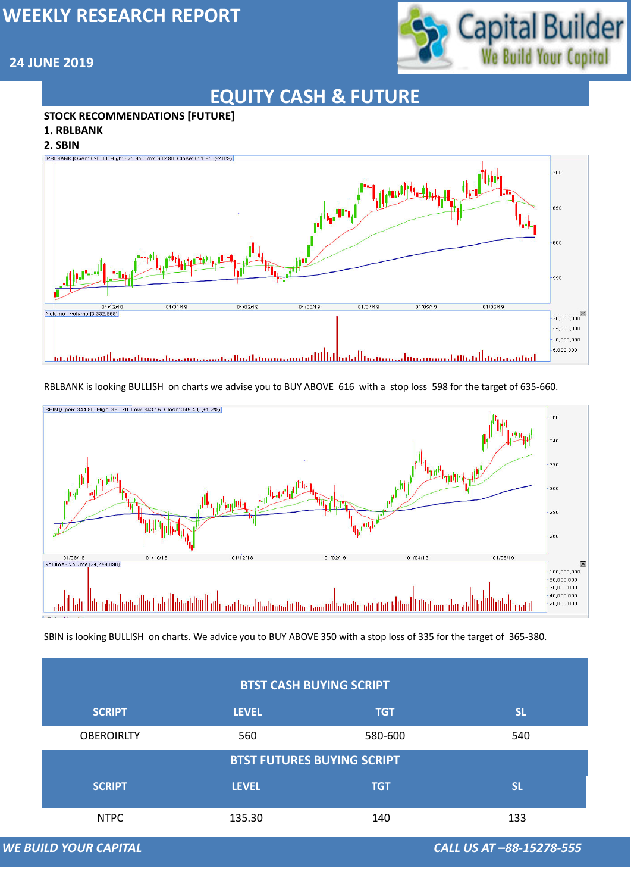# EQUITY CASH & FUTURE

**STOCK RECOMMENDATIONS [FUTURE]**

**1. RBLBANK**

**2. SBIN**

RBLBANK is looking BULLISH on charts we advise you to BUY ABOVE 616 with a stop loss 598 for the target of 635-660.

SBIN is looking BULLISH on charts. We advice you to BUY ABOVE 350 with a stop loss of 335 for the target of 365-380.

**BTST CASH BUYING SCRIPT**

| SCRIPT | LEVEL | TGT | SL |
|---|---|---|---|
| OBEROIRLTY | 560 | 580-600 | 540 |

**BTST FUTURES BUYING SCRIPT**

| SCRIPT | LEVEL | TGT | SL |
|---|---|---|---|
| NTPC | 135.30 | 140 | 133 |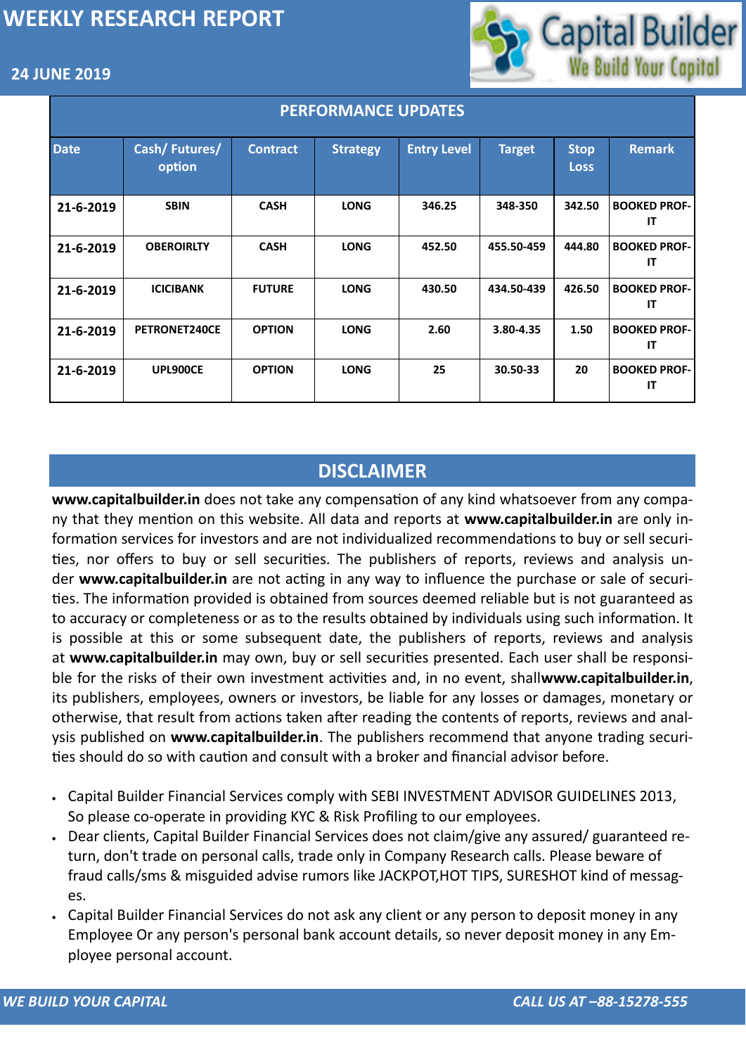# WEEKLY RESEARCH REPORT

**24 JUNE 2019**

Capital Builder
We Build Your Capital

## PERFORMANCE UPDATES

| Date | Cash/ Futures/ option | Contract | Strategy | Entry Level | Target | Stop Loss | Remark |
|---|---|---|---|---|---|---|---|
| 21-6-2019 | SBIN | CASH | LONG | 346.25 | 348-350 | 342.50 | BOOKED PROFIT |
| 21-6-2019 | OBEROIRLTY | CASH | LONG | 452.50 | 455.50-459 | 444.80 | BOOKED PROFIT |
| 21-6-2019 | ICICIBANK | FUTURE | LONG | 430.50 | 434.50-439 | 426.50 | BOOKED PROFIT |
| 21-6-2019 | PETRONET240CE | OPTION | LONG | 2.60 | 3.80-4.35 | 1.50 | BOOKED PROFIT |
| 21-6-2019 | UPL900CE | OPTION | LONG | 25 | 30.50-33 | 20 | BOOKED PROFIT |

## DISCLAIMER

**www.capitalbuilder.in** does not take any compensation of any kind whatsoever from any company that they mention on this website. All data and reports at **www.capitalbuilder.in** are only information services for investors and are not individualized recommendations to buy or sell securities, nor offers to buy or sell securities. The publishers of reports, reviews and analysis under **www.capitalbuilder.in** are not acting in any way to influence the purchase or sale of securities. The information provided is obtained from sources deemed reliable but is not guaranteed as to accuracy or completeness or as to the results obtained by individuals using such information. It is possible at this or some subsequent date, the publishers of reports, reviews and analysis at **www.capitalbuilder.in** may own, buy or sell securities presented. Each user shall be responsible for the risks of their own investment activities and, in no event, shall**www.capitalbuilder.in**, its publishers, employees, owners or investors, be liable for any losses or damages, monetary or otherwise, that result from actions taken after reading the contents of reports, reviews and analysis published on **www.capitalbuilder.in**. The publishers recommend that anyone trading securities should do so with caution and consult with a broker and financial advisor before.

- Capital Builder Financial Services comply with SEBI INVESTMENT ADVISOR GUIDELINES 2013, So please co-operate in providing KYC & Risk Profiling to our employees.
- Dear clients, Capital Builder Financial Services does not claim/give any assured/ guaranteed return, don't trade on personal calls, trade only in Company Research calls. Please beware of fraud calls/sms & misguided advise rumors like JACKPOT,HOT TIPS, SURESHOT kind of messages.
- Capital Builder Financial Services do not ask any client or any person to deposit money in any Employee Or any person's personal bank account details, so never deposit money in any Employee personal account.

*WE BUILD YOUR CAPITAL* *CALL US AT –88-15278-555*